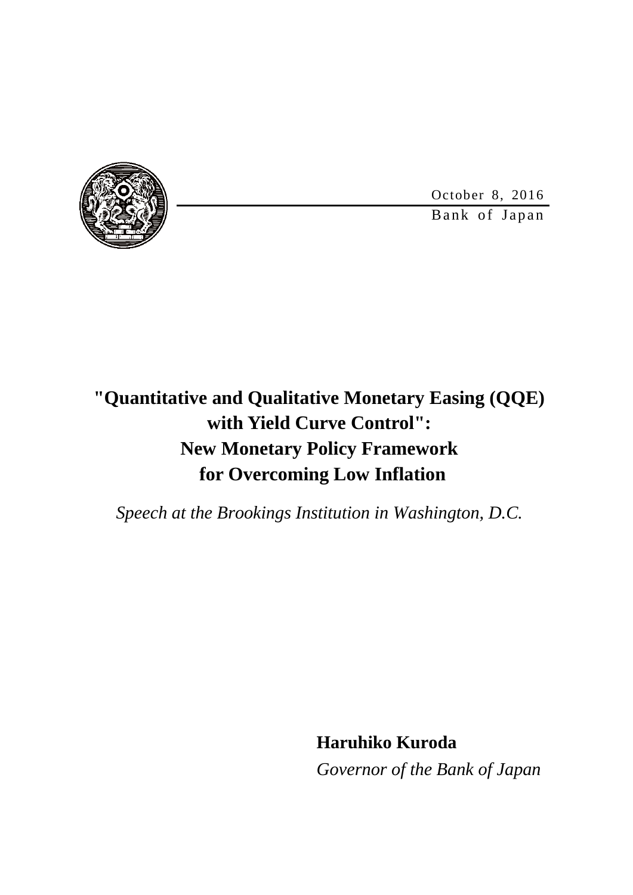October 8, 2016

Bank of Japan

# "Quantitative and Qualitative Monetary Easing (QQE) with Yield Curve Control": New Monetary Policy Framework for Overcoming Low Inflation

*Speech at the Brookings Institution in Washington, D.C.*

**Haruhiko Kuroda**

*Governor of the Bank of Japan*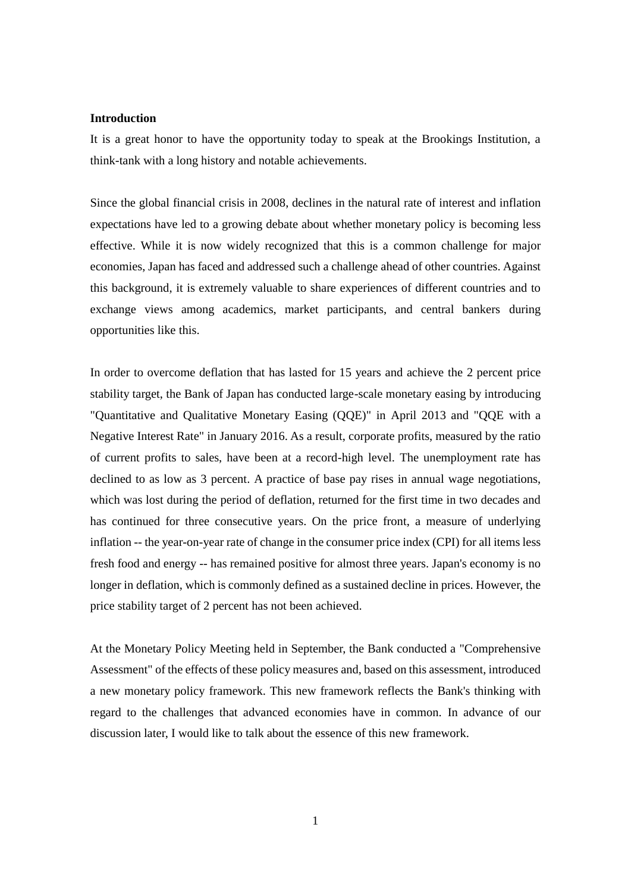**Introduction**

It is a great honor to have the opportunity today to speak at the Brookings Institution, a think-tank with a long history and notable achievements.

Since the global financial crisis in 2008, declines in the natural rate of interest and inflation expectations have led to a growing debate about whether monetary policy is becoming less effective. While it is now widely recognized that this is a common challenge for major economies, Japan has faced and addressed such a challenge ahead of other countries. Against this background, it is extremely valuable to share experiences of different countries and to exchange views among academics, market participants, and central bankers during opportunities like this.

In order to overcome deflation that has lasted for 15 years and achieve the 2 percent price stability target, the Bank of Japan has conducted large-scale monetary easing by introducing "Quantitative and Qualitative Monetary Easing (QQE)" in April 2013 and "QQE with a Negative Interest Rate" in January 2016. As a result, corporate profits, measured by the ratio of current profits to sales, have been at a record-high level. The unemployment rate has declined to as low as 3 percent. A practice of base pay rises in annual wage negotiations, which was lost during the period of deflation, returned for the first time in two decades and has continued for three consecutive years. On the price front, a measure of underlying inflation -- the year-on-year rate of change in the consumer price index (CPI) for all items less fresh food and energy -- has remained positive for almost three years. Japan's economy is no longer in deflation, which is commonly defined as a sustained decline in prices. However, the price stability target of 2 percent has not been achieved.

At the Monetary Policy Meeting held in September, the Bank conducted a "Comprehensive Assessment" of the effects of these policy measures and, based on this assessment, introduced a new monetary policy framework. This new framework reflects the Bank's thinking with regard to the challenges that advanced economies have in common. In advance of our discussion later, I would like to talk about the essence of this new framework.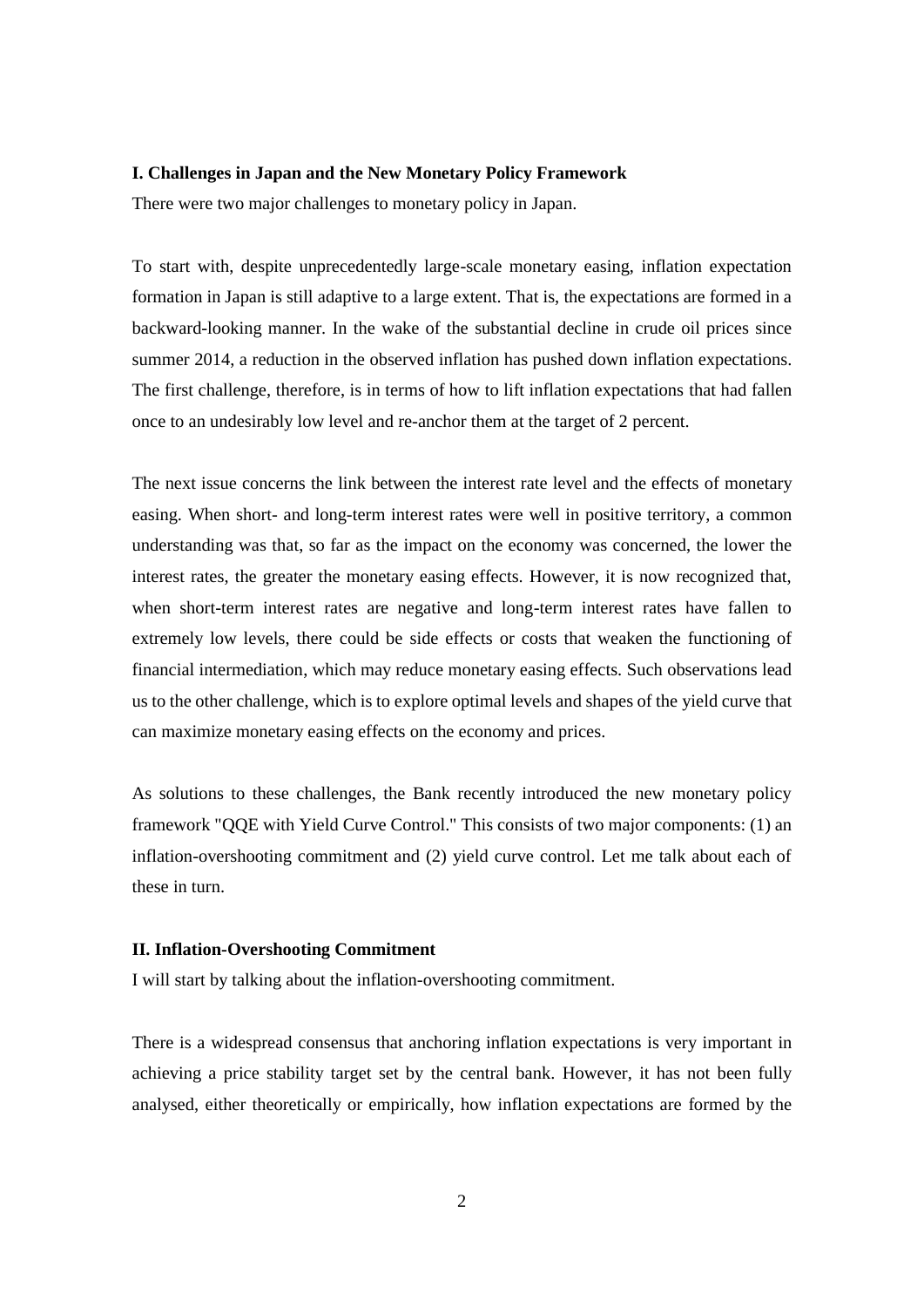## I. Challenges in Japan and the New Monetary Policy Framework

There were two major challenges to monetary policy in Japan.

To start with, despite unprecedentedly large-scale monetary easing, inflation expectation formation in Japan is still adaptive to a large extent. That is, the expectations are formed in a backward-looking manner. In the wake of the substantial decline in crude oil prices since summer 2014, a reduction in the observed inflation has pushed down inflation expectations. The first challenge, therefore, is in terms of how to lift inflation expectations that had fallen once to an undesirably low level and re-anchor them at the target of 2 percent.

The next issue concerns the link between the interest rate level and the effects of monetary easing. When short- and long-term interest rates were well in positive territory, a common understanding was that, so far as the impact on the economy was concerned, the lower the interest rates, the greater the monetary easing effects. However, it is now recognized that, when short-term interest rates are negative and long-term interest rates have fallen to extremely low levels, there could be side effects or costs that weaken the functioning of financial intermediation, which may reduce monetary easing effects. Such observations lead us to the other challenge, which is to explore optimal levels and shapes of the yield curve that can maximize monetary easing effects on the economy and prices.

As solutions to these challenges, the Bank recently introduced the new monetary policy framework "QQE with Yield Curve Control." This consists of two major components: (1) an inflation-overshooting commitment and (2) yield curve control. Let me talk about each of these in turn.

## II. Inflation-Overshooting Commitment

I will start by talking about the inflation-overshooting commitment.

There is a widespread consensus that anchoring inflation expectations is very important in achieving a price stability target set by the central bank. However, it has not been fully analysed, either theoretically or empirically, how inflation expectations are formed by the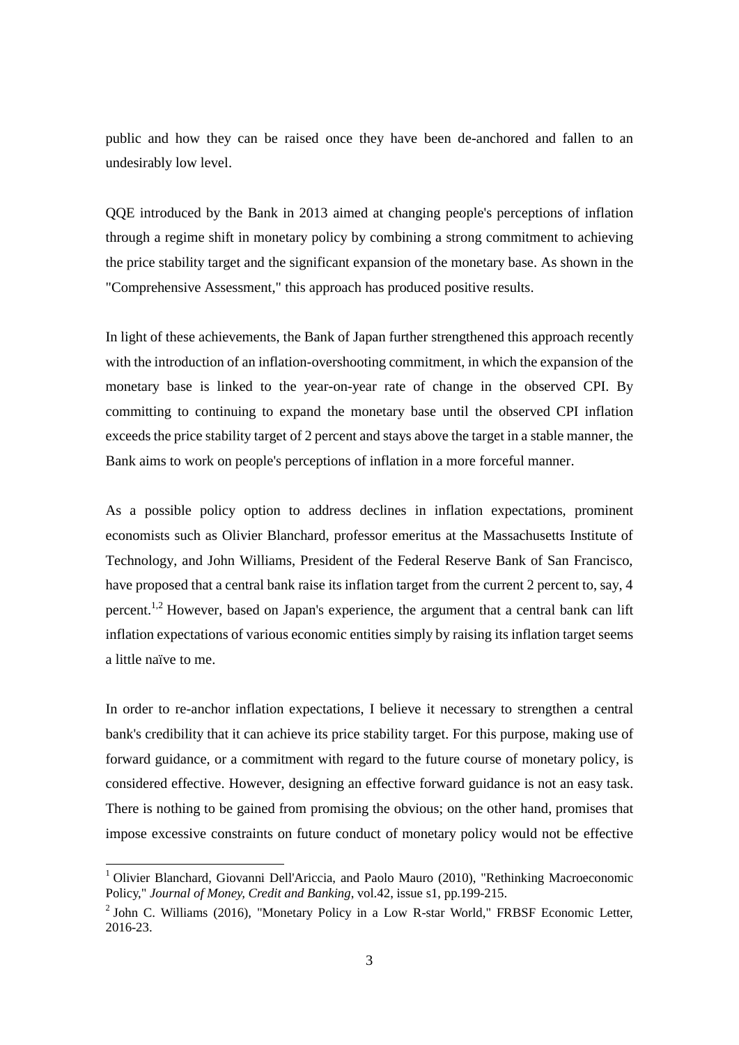public and how they can be raised once they have been de-anchored and fallen to an undesirably low level.

QQE introduced by the Bank in 2013 aimed at changing people's perceptions of inflation through a regime shift in monetary policy by combining a strong commitment to achieving the price stability target and the significant expansion of the monetary base. As shown in the "Comprehensive Assessment," this approach has produced positive results.

In light of these achievements, the Bank of Japan further strengthened this approach recently with the introduction of an inflation-overshooting commitment, in which the expansion of the monetary base is linked to the year-on-year rate of change in the observed CPI. By committing to continuing to expand the monetary base until the observed CPI inflation exceeds the price stability target of 2 percent and stays above the target in a stable manner, the Bank aims to work on people's perceptions of inflation in a more forceful manner.

As a possible policy option to address declines in inflation expectations, prominent economists such as Olivier Blanchard, professor emeritus at the Massachusetts Institute of Technology, and John Williams, President of the Federal Reserve Bank of San Francisco, have proposed that a central bank raise its inflation target from the current 2 percent to, say, 4 percent.[1,2] However, based on Japan's experience, the argument that a central bank can lift inflation expectations of various economic entities simply by raising its inflation target seems a little naïve to me.

In order to re-anchor inflation expectations, I believe it necessary to strengthen a central bank's credibility that it can achieve its price stability target. For this purpose, making use of forward guidance, or a commitment with regard to the future course of monetary policy, is considered effective. However, designing an effective forward guidance is not an easy task. There is nothing to be gained from promising the obvious; on the other hand, promises that impose excessive constraints on future conduct of monetary policy would not be effective

---

[1] Olivier Blanchard, Giovanni Dell'Ariccia, and Paolo Mauro (2010), "Rethinking Macroeconomic Policy," *Journal of Money, Credit and Banking*, vol.42, issue s1, pp.199-215.

[2] John C. Williams (2016), "Monetary Policy in a Low R-star World," FRBSF Economic Letter, 2016-23.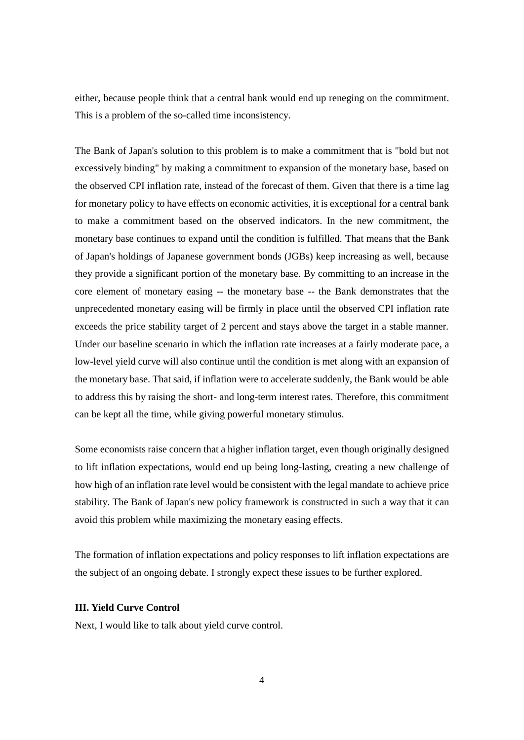either, because people think that a central bank would end up reneging on the commitment. This is a problem of the so-called time inconsistency.

The Bank of Japan's solution to this problem is to make a commitment that is "bold but not excessively binding" by making a commitment to expansion of the monetary base, based on the observed CPI inflation rate, instead of the forecast of them. Given that there is a time lag for monetary policy to have effects on economic activities, it is exceptional for a central bank to make a commitment based on the observed indicators. In the new commitment, the monetary base continues to expand until the condition is fulfilled. That means that the Bank of Japan's holdings of Japanese government bonds (JGBs) keep increasing as well, because they provide a significant portion of the monetary base. By committing to an increase in the core element of monetary easing -- the monetary base -- the Bank demonstrates that the unprecedented monetary easing will be firmly in place until the observed CPI inflation rate exceeds the price stability target of 2 percent and stays above the target in a stable manner. Under our baseline scenario in which the inflation rate increases at a fairly moderate pace, a low-level yield curve will also continue until the condition is met along with an expansion of the monetary base. That said, if inflation were to accelerate suddenly, the Bank would be able to address this by raising the short- and long-term interest rates. Therefore, this commitment can be kept all the time, while giving powerful monetary stimulus.

Some economists raise concern that a higher inflation target, even though originally designed to lift inflation expectations, would end up being long-lasting, creating a new challenge of how high of an inflation rate level would be consistent with the legal mandate to achieve price stability. The Bank of Japan's new policy framework is constructed in such a way that it can avoid this problem while maximizing the monetary easing effects.

The formation of inflation expectations and policy responses to lift inflation expectations are the subject of an ongoing debate. I strongly expect these issues to be further explored.

## III. Yield Curve Control

Next, I would like to talk about yield curve control.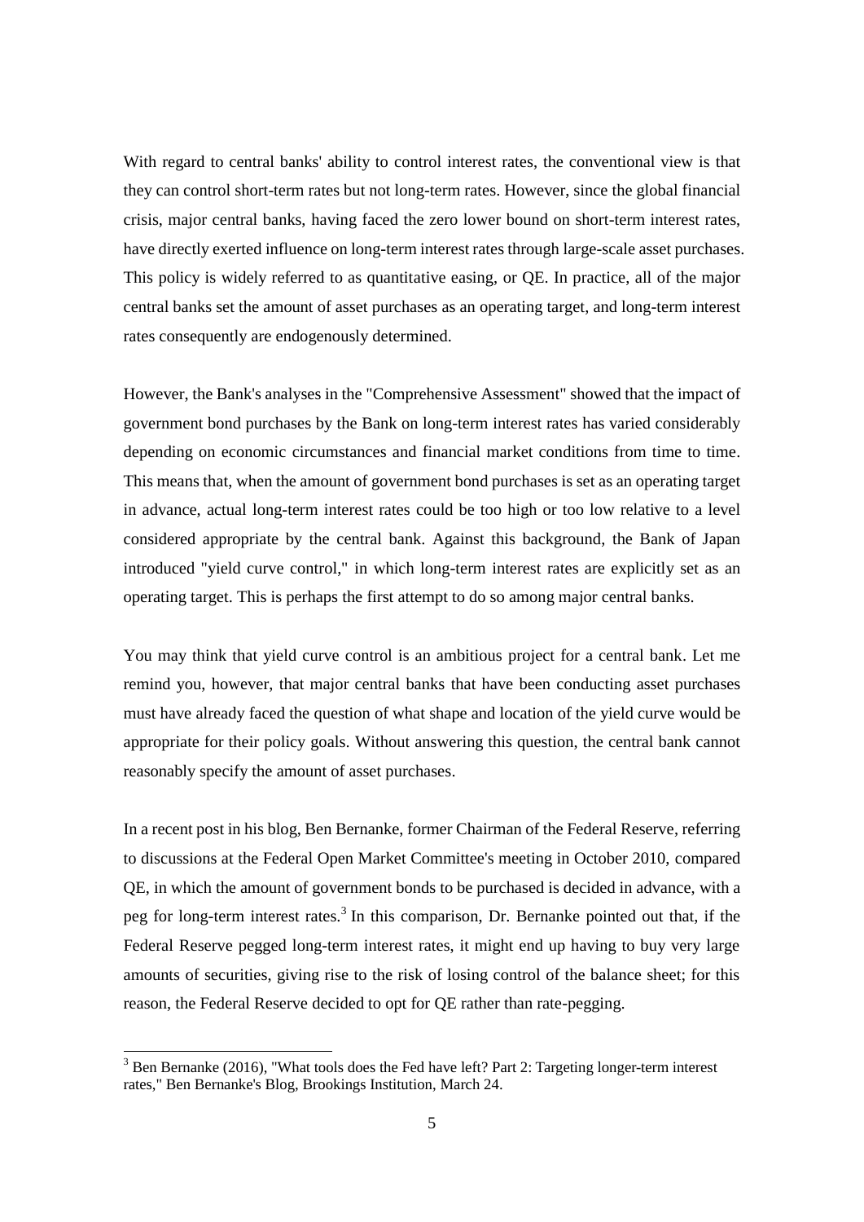With regard to central banks' ability to control interest rates, the conventional view is that they can control short-term rates but not long-term rates. However, since the global financial crisis, major central banks, having faced the zero lower bound on short-term interest rates, have directly exerted influence on long-term interest rates through large-scale asset purchases. This policy is widely referred to as quantitative easing, or QE. In practice, all of the major central banks set the amount of asset purchases as an operating target, and long-term interest rates consequently are endogenously determined.

However, the Bank's analyses in the "Comprehensive Assessment" showed that the impact of government bond purchases by the Bank on long-term interest rates has varied considerably depending on economic circumstances and financial market conditions from time to time. This means that, when the amount of government bond purchases is set as an operating target in advance, actual long-term interest rates could be too high or too low relative to a level considered appropriate by the central bank. Against this background, the Bank of Japan introduced "yield curve control," in which long-term interest rates are explicitly set as an operating target. This is perhaps the first attempt to do so among major central banks.

You may think that yield curve control is an ambitious project for a central bank. Let me remind you, however, that major central banks that have been conducting asset purchases must have already faced the question of what shape and location of the yield curve would be appropriate for their policy goals. Without answering this question, the central bank cannot reasonably specify the amount of asset purchases.

In a recent post in his blog, Ben Bernanke, former Chairman of the Federal Reserve, referring to discussions at the Federal Open Market Committee's meeting in October 2010, compared QE, in which the amount of government bonds to be purchased is decided in advance, with a peg for long-term interest rates.[3] In this comparison, Dr. Bernanke pointed out that, if the Federal Reserve pegged long-term interest rates, it might end up having to buy very large amounts of securities, giving rise to the risk of losing control of the balance sheet; for this reason, the Federal Reserve decided to opt for QE rather than rate-pegging.

---

[3] Ben Bernanke (2016), "What tools does the Fed have left? Part 2: Targeting longer-term interest rates," Ben Bernanke's Blog, Brookings Institution, March 24.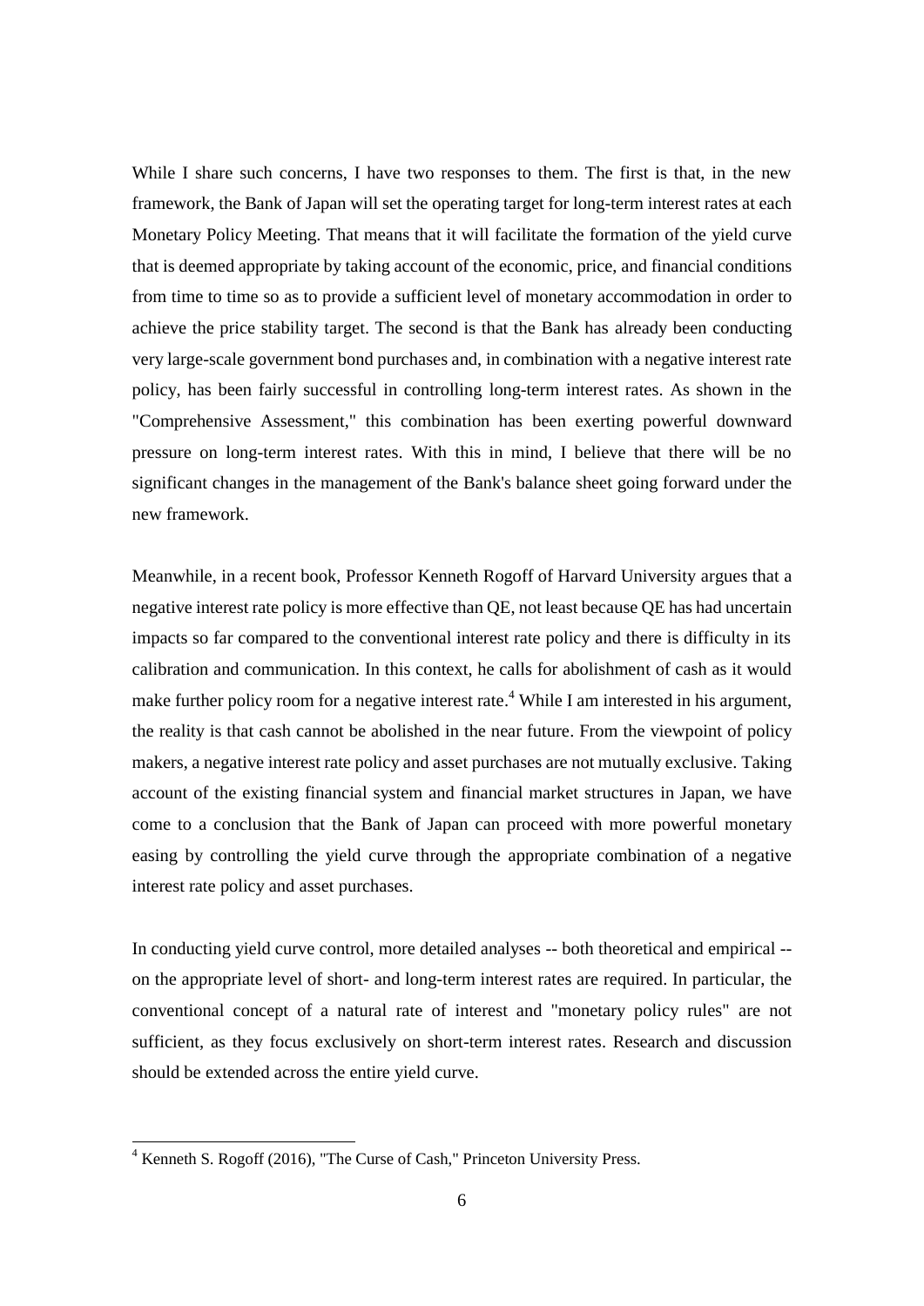While I share such concerns, I have two responses to them. The first is that, in the new framework, the Bank of Japan will set the operating target for long-term interest rates at each Monetary Policy Meeting. That means that it will facilitate the formation of the yield curve that is deemed appropriate by taking account of the economic, price, and financial conditions from time to time so as to provide a sufficient level of monetary accommodation in order to achieve the price stability target. The second is that the Bank has already been conducting very large-scale government bond purchases and, in combination with a negative interest rate policy, has been fairly successful in controlling long-term interest rates. As shown in the "Comprehensive Assessment," this combination has been exerting powerful downward pressure on long-term interest rates. With this in mind, I believe that there will be no significant changes in the management of the Bank's balance sheet going forward under the new framework.

Meanwhile, in a recent book, Professor Kenneth Rogoff of Harvard University argues that a negative interest rate policy is more effective than QE, not least because QE has had uncertain impacts so far compared to the conventional interest rate policy and there is difficulty in its calibration and communication. In this context, he calls for abolishment of cash as it would make further policy room for a negative interest rate.[4] While I am interested in his argument, the reality is that cash cannot be abolished in the near future. From the viewpoint of policy makers, a negative interest rate policy and asset purchases are not mutually exclusive. Taking account of the existing financial system and financial market structures in Japan, we have come to a conclusion that the Bank of Japan can proceed with more powerful monetary easing by controlling the yield curve through the appropriate combination of a negative interest rate policy and asset purchases.

In conducting yield curve control, more detailed analyses -- both theoretical and empirical -- on the appropriate level of short- and long-term interest rates are required. In particular, the conventional concept of a natural rate of interest and "monetary policy rules" are not sufficient, as they focus exclusively on short-term interest rates. Research and discussion should be extended across the entire yield curve.

---

[4] Kenneth S. Rogoff (2016), "The Curse of Cash," Princeton University Press.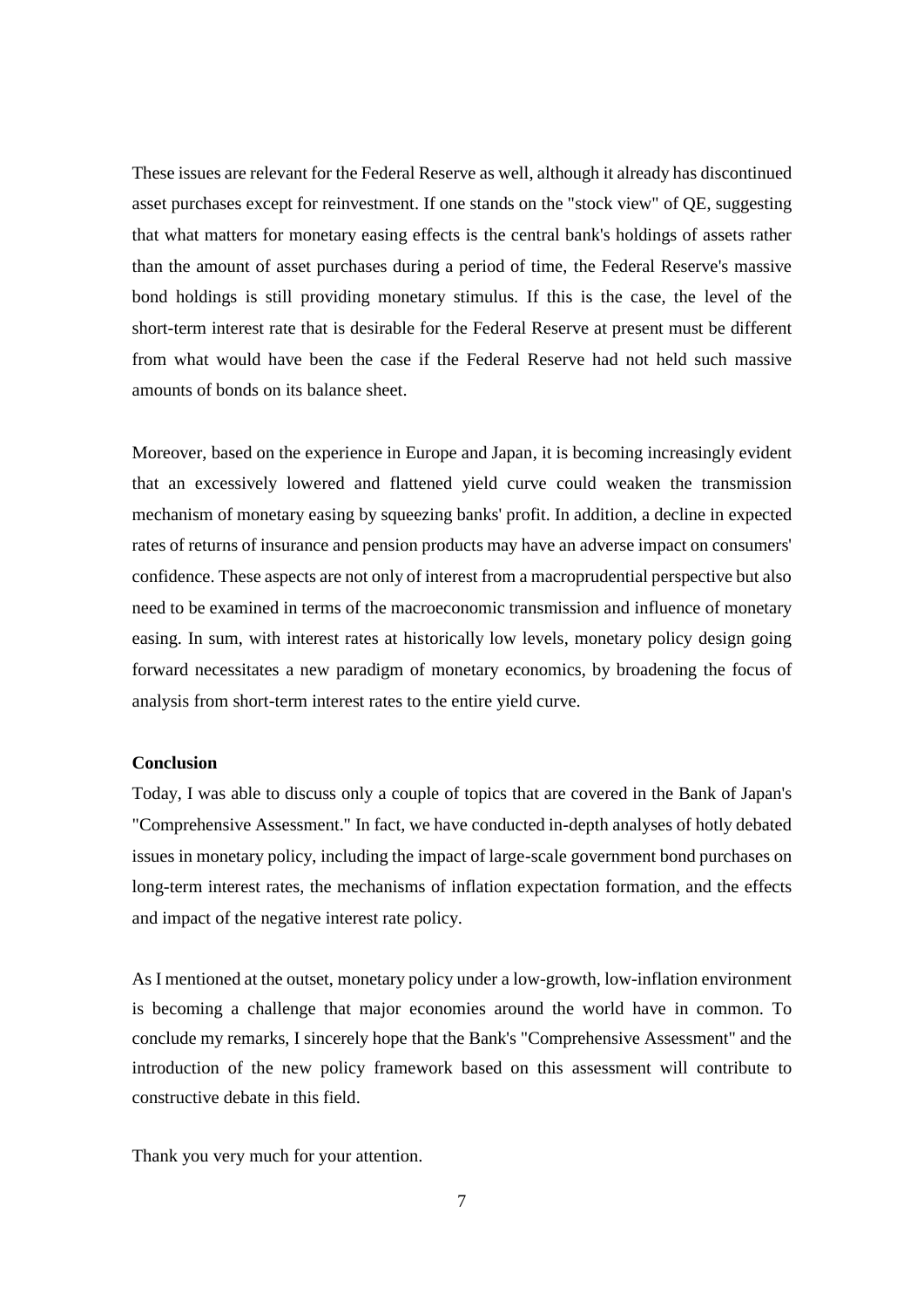These issues are relevant for the Federal Reserve as well, although it already has discontinued asset purchases except for reinvestment. If one stands on the "stock view" of QE, suggesting that what matters for monetary easing effects is the central bank's holdings of assets rather than the amount of asset purchases during a period of time, the Federal Reserve's massive bond holdings is still providing monetary stimulus. If this is the case, the level of the short-term interest rate that is desirable for the Federal Reserve at present must be different from what would have been the case if the Federal Reserve had not held such massive amounts of bonds on its balance sheet.

Moreover, based on the experience in Europe and Japan, it is becoming increasingly evident that an excessively lowered and flattened yield curve could weaken the transmission mechanism of monetary easing by squeezing banks' profit. In addition, a decline in expected rates of returns of insurance and pension products may have an adverse impact on consumers' confidence. These aspects are not only of interest from a macroprudential perspective but also need to be examined in terms of the macroeconomic transmission and influence of monetary easing. In sum, with interest rates at historically low levels, monetary policy design going forward necessitates a new paradigm of monetary economics, by broadening the focus of analysis from short-term interest rates to the entire yield curve.

**Conclusion**

Today, I was able to discuss only a couple of topics that are covered in the Bank of Japan's "Comprehensive Assessment." In fact, we have conducted in-depth analyses of hotly debated issues in monetary policy, including the impact of large-scale government bond purchases on long-term interest rates, the mechanisms of inflation expectation formation, and the effects and impact of the negative interest rate policy.

As I mentioned at the outset, monetary policy under a low-growth, low-inflation environment is becoming a challenge that major economies around the world have in common. To conclude my remarks, I sincerely hope that the Bank's "Comprehensive Assessment" and the introduction of the new policy framework based on this assessment will contribute to constructive debate in this field.

Thank you very much for your attention.